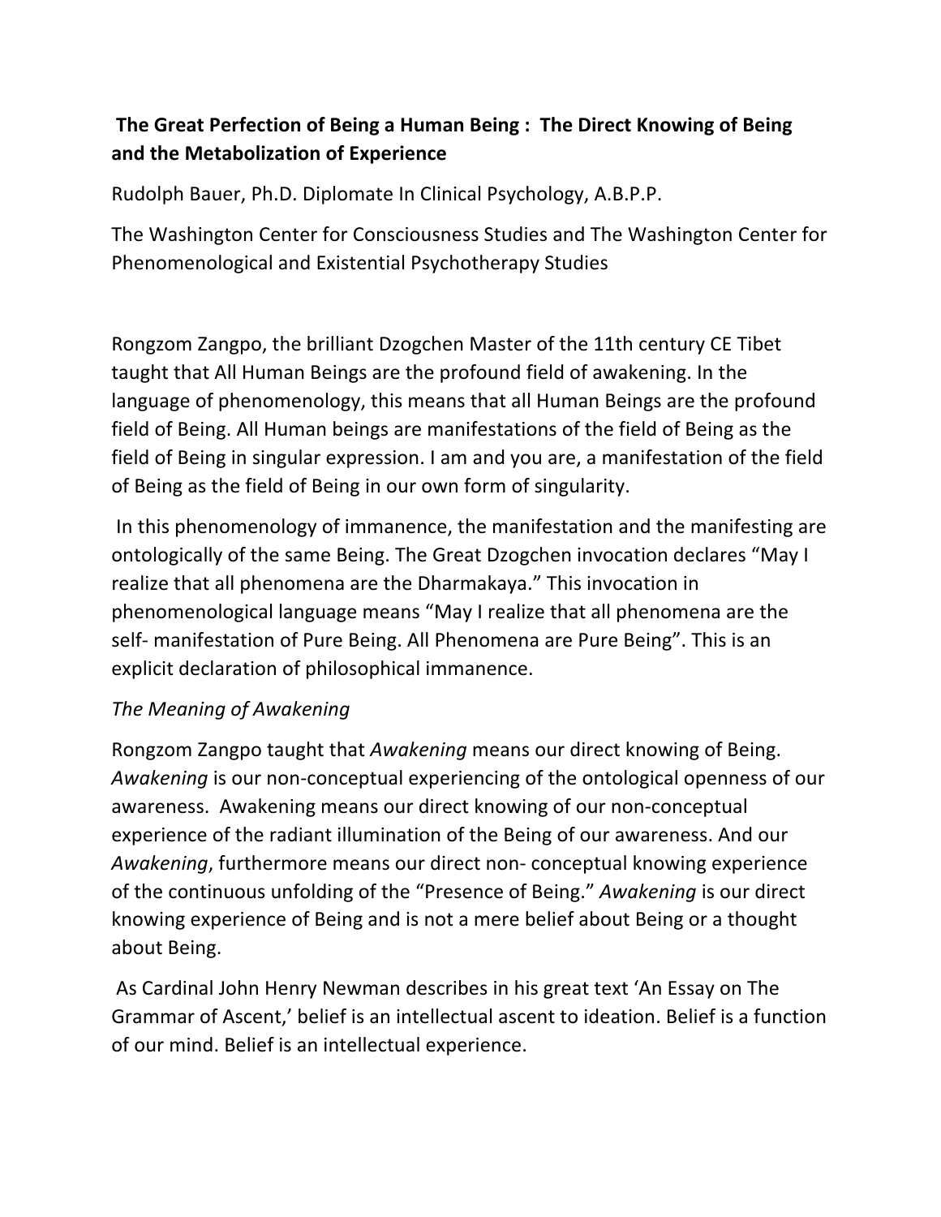**The Great Perfection of Being a Human Being : The Direct Knowing of Being and the Metabolization of Experience**

Rudolph Bauer, Ph.D. Diplomate In Clinical Psychology, A.B.P.P.

The Washington Center for Consciousness Studies and The Washington Center for Phenomenological and Existential Psychotherapy Studies

Rongzom Zangpo, the brilliant Dzogchen Master of the 11th century CE Tibet taught that All Human Beings are the profound field of awakening. In the language of phenomenology, this means that all Human Beings are the profound field of Being. All Human beings are manifestations of the field of Being as the field of Being in singular expression. I am and you are, a manifestation of the field of Being as the field of Being in our own form of singularity.

In this phenomenology of immanence, the manifestation and the manifesting are ontologically of the same Being. The Great Dzogchen invocation declares "May I realize that all phenomena are the Dharmakaya." This invocation in phenomenological language means "May I realize that all phenomena are the self- manifestation of Pure Being. All Phenomena are Pure Being". This is an explicit declaration of philosophical immanence.

*The Meaning of Awakening*

Rongzom Zangpo taught that *Awakening* means our direct knowing of Being. *Awakening* is our non-conceptual experiencing of the ontological openness of our awareness. Awakening means our direct knowing of our non-conceptual experience of the radiant illumination of the Being of our awareness. And our *Awakening*, furthermore means our direct non- conceptual knowing experience of the continuous unfolding of the "Presence of Being." *Awakening* is our direct knowing experience of Being and is not a mere belief about Being or a thought about Being.

As Cardinal John Henry Newman describes in his great text 'An Essay on The Grammar of Ascent,' belief is an intellectual ascent to ideation. Belief is a function of our mind. Belief is an intellectual experience.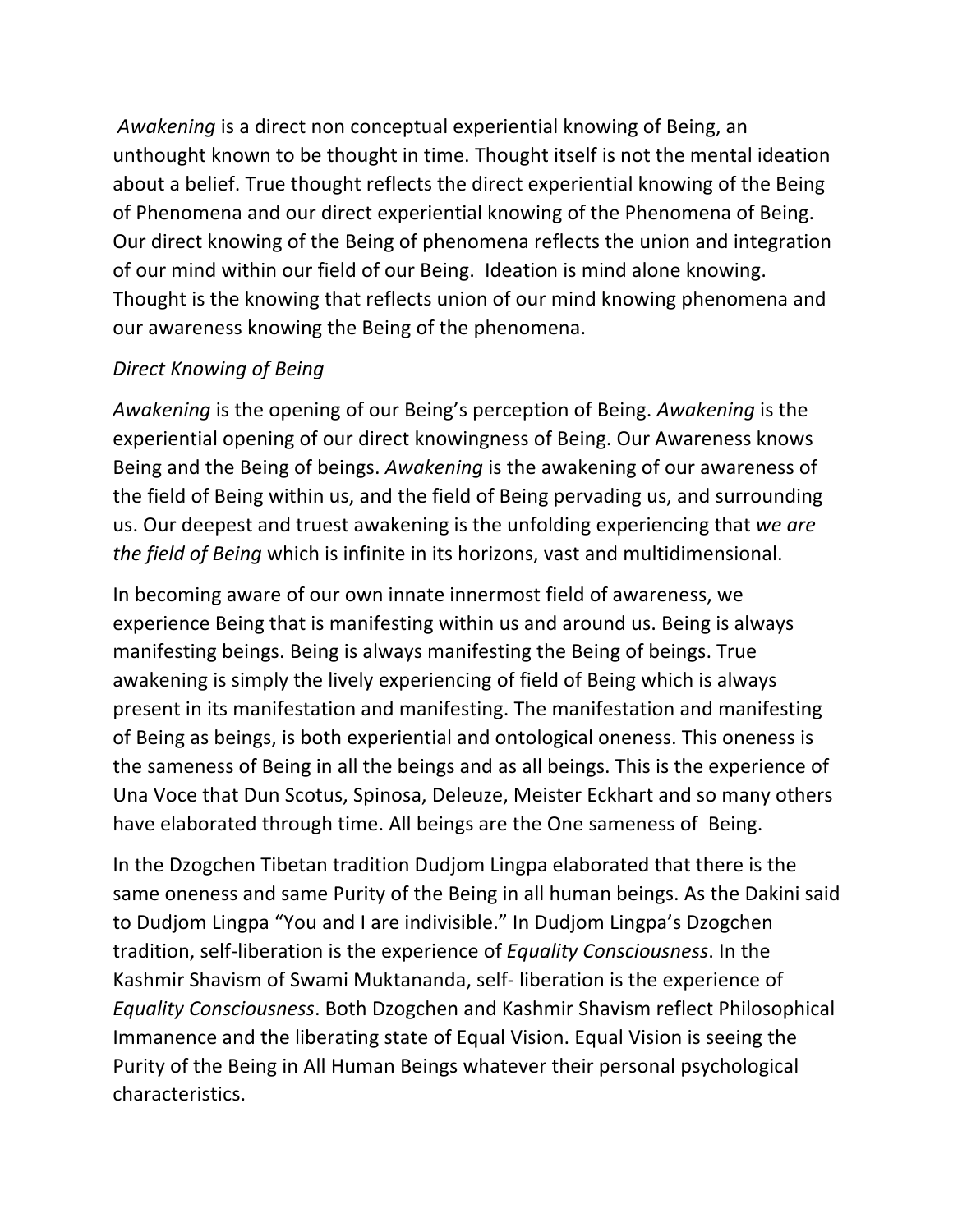*Awakening* is a direct non conceptual experiential knowing of Being, an unthought known to be thought in time. Thought itself is not the mental ideation about a belief. True thought reflects the direct experiential knowing of the Being of Phenomena and our direct experiential knowing of the Phenomena of Being. Our direct knowing of the Being of phenomena reflects the union and integration of our mind within our field of our Being. Ideation is mind alone knowing. Thought is the knowing that reflects union of our mind knowing phenomena and our awareness knowing the Being of the phenomena.

*Direct Knowing of Being*

*Awakening* is the opening of our Being's perception of Being. *Awakening* is the experiential opening of our direct knowingness of Being. Our Awareness knows Being and the Being of beings. *Awakening* is the awakening of our awareness of the field of Being within us, and the field of Being pervading us, and surrounding us. Our deepest and truest awakening is the unfolding experiencing that *we are the field of Being* which is infinite in its horizons, vast and multidimensional.

In becoming aware of our own innate innermost field of awareness, we experience Being that is manifesting within us and around us. Being is always manifesting beings. Being is always manifesting the Being of beings. True awakening is simply the lively experiencing of field of Being which is always present in its manifestation and manifesting. The manifestation and manifesting of Being as beings, is both experiential and ontological oneness. This oneness is the sameness of Being in all the beings and as all beings. This is the experience of Una Voce that Dun Scotus, Spinosa, Deleuze, Meister Eckhart and so many others have elaborated through time. All beings are the One sameness of Being.

In the Dzogchen Tibetan tradition Dudjom Lingpa elaborated that there is the same oneness and same Purity of the Being in all human beings. As the Dakini said to Dudjom Lingpa "You and I are indivisible." In Dudjom Lingpa's Dzogchen tradition, self-liberation is the experience of *Equality Consciousness*. In the Kashmir Shavism of Swami Muktananda, self- liberation is the experience of *Equality Consciousness*. Both Dzogchen and Kashmir Shavism reflect Philosophical Immanence and the liberating state of Equal Vision. Equal Vision is seeing the Purity of the Being in All Human Beings whatever their personal psychological characteristics.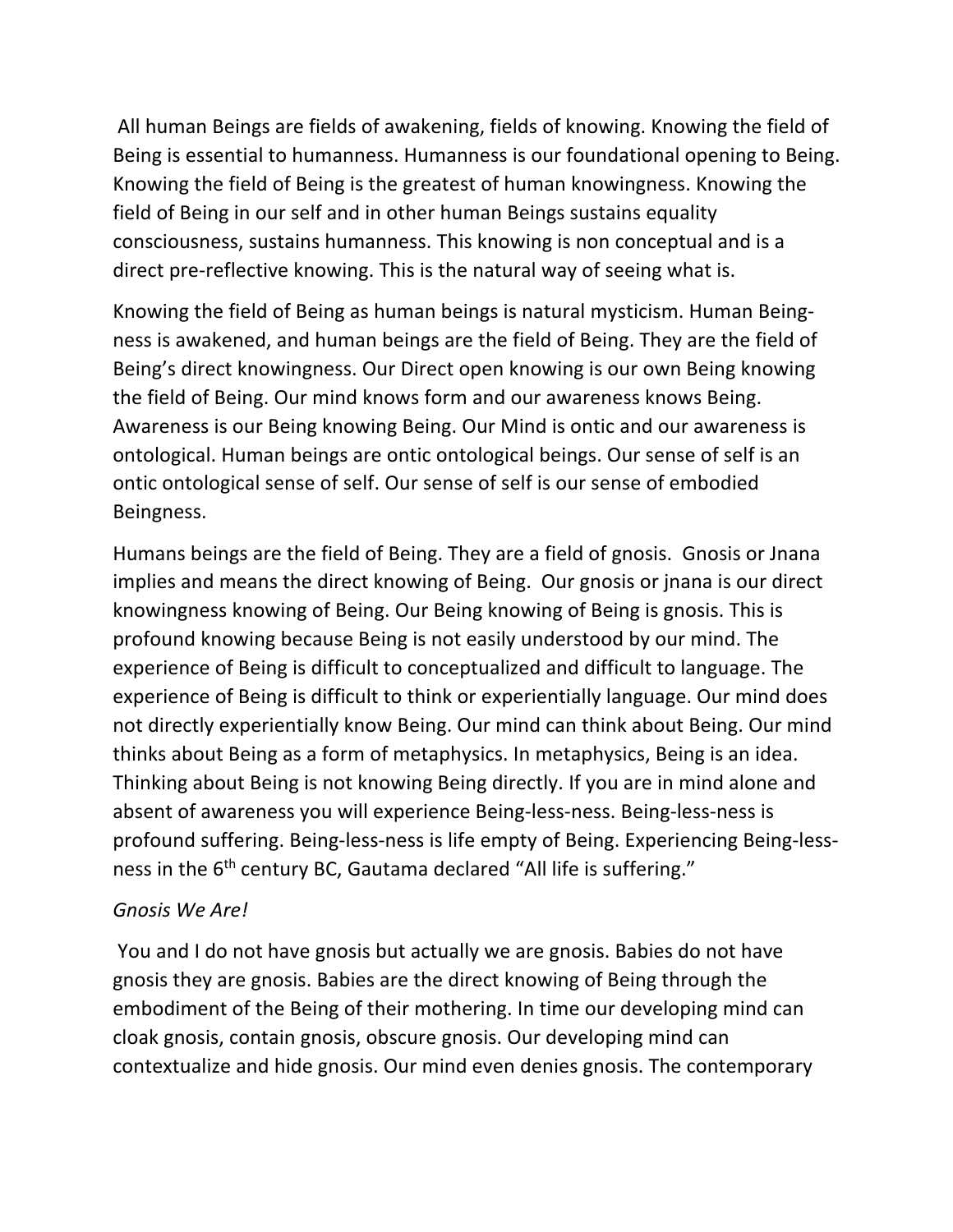All human Beings are fields of awakening, fields of knowing. Knowing the field of Being is essential to humanness. Humanness is our foundational opening to Being. Knowing the field of Being is the greatest of human knowingness. Knowing the field of Being in our self and in other human Beings sustains equality consciousness, sustains humanness. This knowing is non conceptual and is a direct pre-reflective knowing. This is the natural way of seeing what is.

Knowing the field of Being as human beings is natural mysticism. Human Being-ness is awakened, and human beings are the field of Being. They are the field of Being's direct knowingness. Our Direct open knowing is our own Being knowing the field of Being. Our mind knows form and our awareness knows Being. Awareness is our Being knowing Being. Our Mind is ontic and our awareness is ontological. Human beings are ontic ontological beings. Our sense of self is an ontic ontological sense of self. Our sense of self is our sense of embodied Beingness.

Humans beings are the field of Being. They are a field of gnosis. Gnosis or Jnana implies and means the direct knowing of Being. Our gnosis or jnana is our direct knowingness knowing of Being. Our Being knowing of Being is gnosis. This is profound knowing because Being is not easily understood by our mind. The experience of Being is difficult to conceptualized and difficult to language. The experience of Being is difficult to think or experientially language. Our mind does not directly experientially know Being. Our mind can think about Being. Our mind thinks about Being as a form of metaphysics. In metaphysics, Being is an idea. Thinking about Being is not knowing Being directly. If you are in mind alone and absent of awareness you will experience Being-less-ness. Being-less-ness is profound suffering. Being-less-ness is life empty of Being. Experiencing Being-less-ness in the 6th century BC, Gautama declared "All life is suffering."

*Gnosis We Are!*

You and I do not have gnosis but actually we are gnosis. Babies do not have gnosis they are gnosis. Babies are the direct knowing of Being through the embodiment of the Being of their mothering. In time our developing mind can cloak gnosis, contain gnosis, obscure gnosis. Our developing mind can contextualize and hide gnosis. Our mind even denies gnosis. The contemporary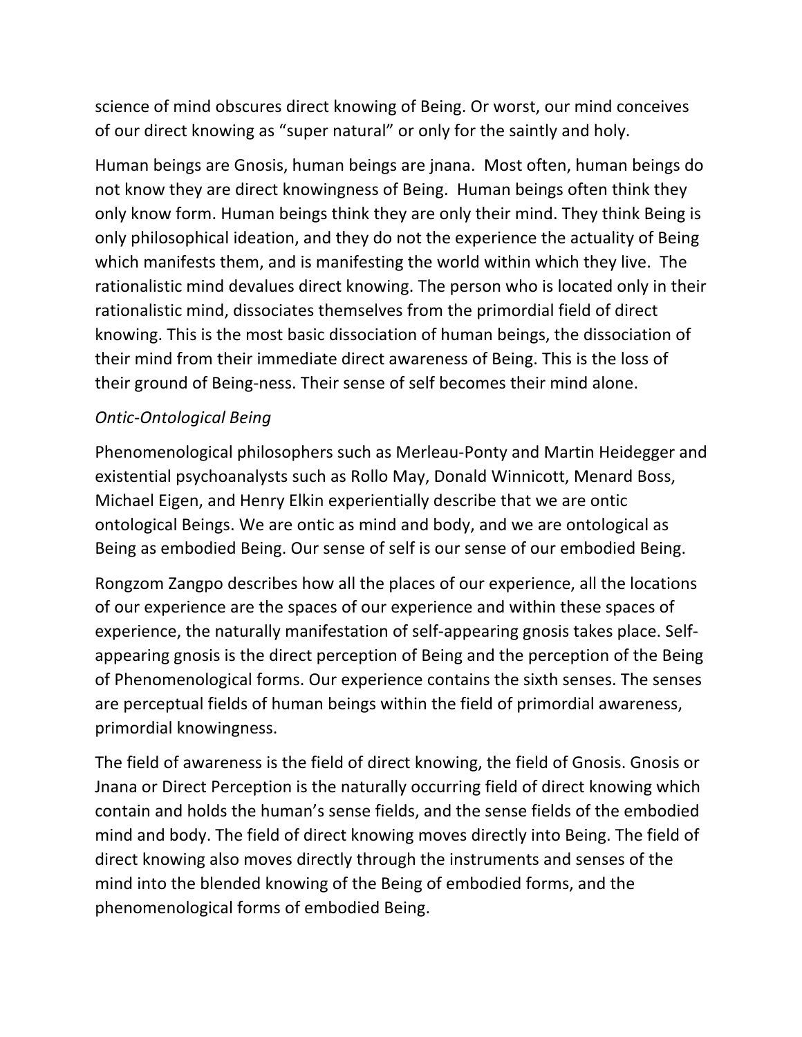science of mind obscures direct knowing of Being. Or worst, our mind conceives of our direct knowing as “super natural” or only for the saintly and holy.

Human beings are Gnosis, human beings are jnana. Most often, human beings do not know they are direct knowingness of Being. Human beings often think they only know form. Human beings think they are only their mind. They think Being is only philosophical ideation, and they do not the experience the actuality of Being which manifests them, and is manifesting the world within which they live. The rationalistic mind devalues direct knowing. The person who is located only in their rationalistic mind, dissociates themselves from the primordial field of direct knowing. This is the most basic dissociation of human beings, the dissociation of their mind from their immediate direct awareness of Being. This is the loss of their ground of Being-ness. Their sense of self becomes their mind alone.

*Ontic-Ontological Being*

Phenomenological philosophers such as Merleau-Ponty and Martin Heidegger and existential psychoanalysts such as Rollo May, Donald Winnicott, Menard Boss, Michael Eigen, and Henry Elkin experientially describe that we are ontic ontological Beings. We are ontic as mind and body, and we are ontological as Being as embodied Being. Our sense of self is our sense of our embodied Being.

Rongzom Zangpo describes how all the places of our experience, all the locations of our experience are the spaces of our experience and within these spaces of experience, the naturally manifestation of self-appearing gnosis takes place. Self-appearing gnosis is the direct perception of Being and the perception of the Being of Phenomenological forms. Our experience contains the sixth senses. The senses are perceptual fields of human beings within the field of primordial awareness, primordial knowingness.

The field of awareness is the field of direct knowing, the field of Gnosis. Gnosis or Jnana or Direct Perception is the naturally occurring field of direct knowing which contain and holds the human’s sense fields, and the sense fields of the embodied mind and body. The field of direct knowing moves directly into Being. The field of direct knowing also moves directly through the instruments and senses of the mind into the blended knowing of the Being of embodied forms, and the phenomenological forms of embodied Being.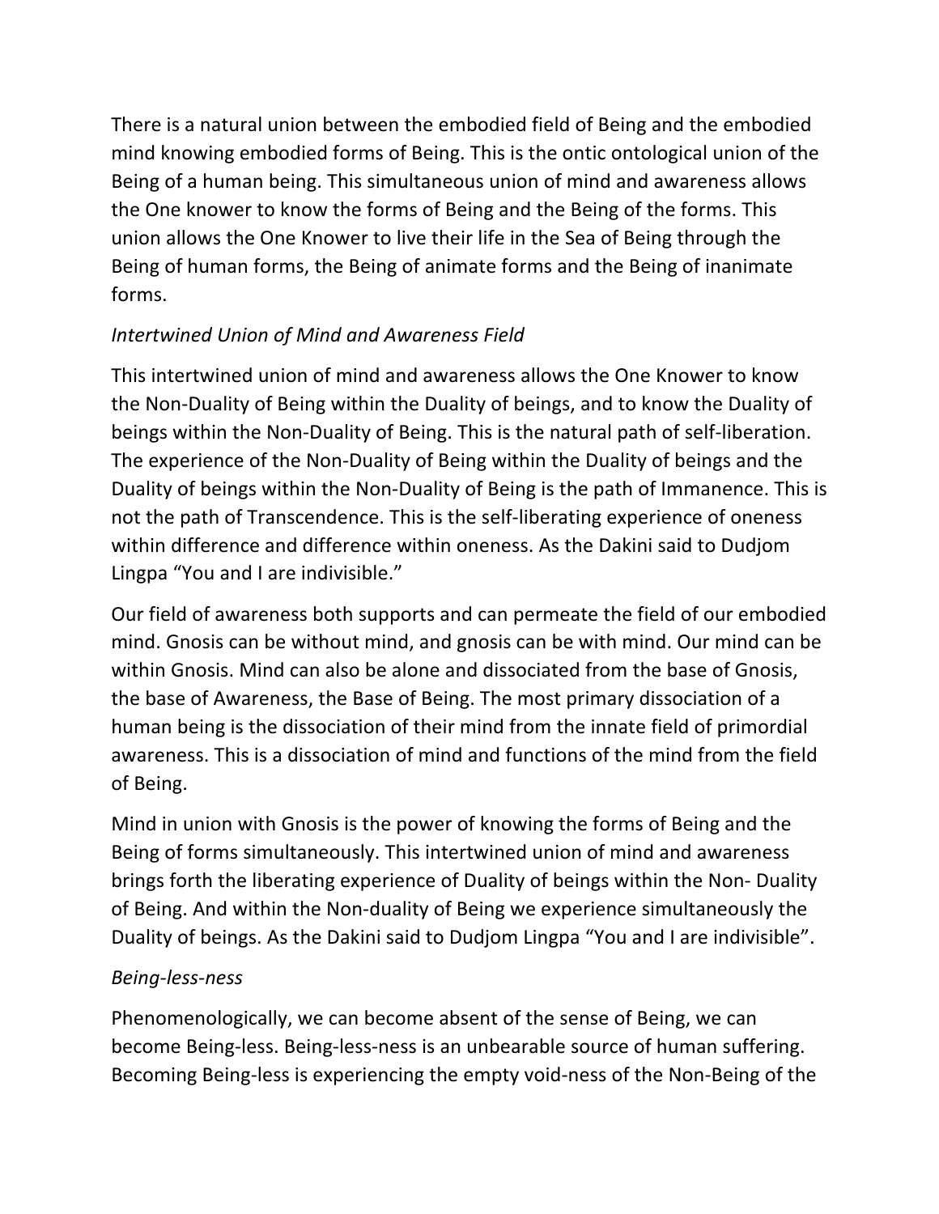There is a natural union between the embodied field of Being and the embodied mind knowing embodied forms of Being. This is the ontic ontological union of the Being of a human being. This simultaneous union of mind and awareness allows the One knower to know the forms of Being and the Being of the forms. This union allows the One Knower to live their life in the Sea of Being through the Being of human forms, the Being of animate forms and the Being of inanimate forms.

*Intertwined Union of Mind and Awareness Field*

This intertwined union of mind and awareness allows the One Knower to know the Non-Duality of Being within the Duality of beings, and to know the Duality of beings within the Non-Duality of Being. This is the natural path of self-liberation. The experience of the Non-Duality of Being within the Duality of beings and the Duality of beings within the Non-Duality of Being is the path of Immanence. This is not the path of Transcendence. This is the self-liberating experience of oneness within difference and difference within oneness. As the Dakini said to Dudjom Lingpa "You and I are indivisible."

Our field of awareness both supports and can permeate the field of our embodied mind. Gnosis can be without mind, and gnosis can be with mind. Our mind can be within Gnosis. Mind can also be alone and dissociated from the base of Gnosis, the base of Awareness, the Base of Being. The most primary dissociation of a human being is the dissociation of their mind from the innate field of primordial awareness. This is a dissociation of mind and functions of the mind from the field of Being.

Mind in union with Gnosis is the power of knowing the forms of Being and the Being of forms simultaneously. This intertwined union of mind and awareness brings forth the liberating experience of Duality of beings within the Non- Duality of Being. And within the Non-duality of Being we experience simultaneously the Duality of beings. As the Dakini said to Dudjom Lingpa "You and I are indivisible".

*Being-less-ness*

Phenomenologically, we can become absent of the sense of Being, we can become Being-less. Being-less-ness is an unbearable source of human suffering. Becoming Being-less is experiencing the empty void-ness of the Non-Being of the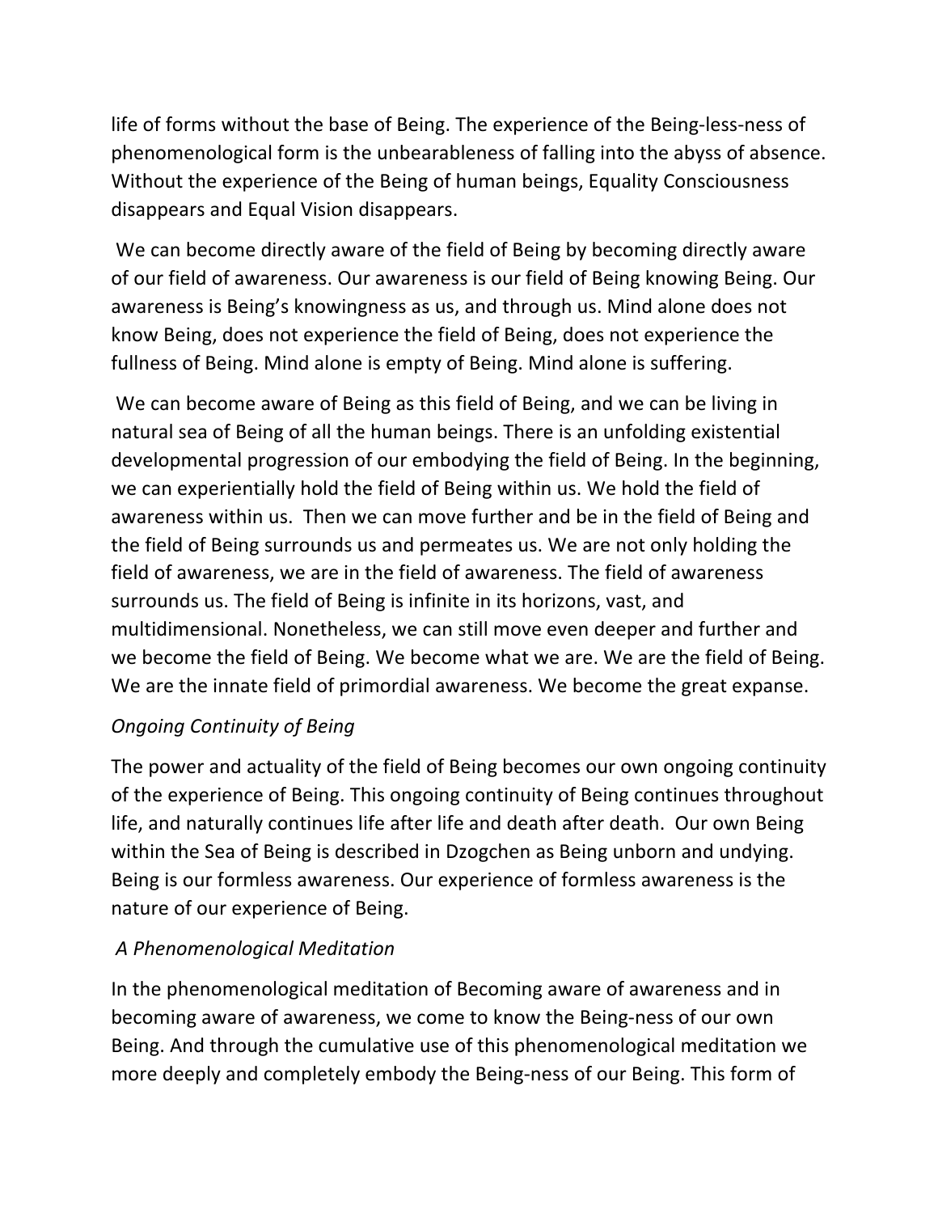life of forms without the base of Being. The experience of the Being-less-ness of phenomenological form is the unbearableness of falling into the abyss of absence. Without the experience of the Being of human beings, Equality Consciousness disappears and Equal Vision disappears.

We can become directly aware of the field of Being by becoming directly aware of our field of awareness. Our awareness is our field of Being knowing Being. Our awareness is Being's knowingness as us, and through us. Mind alone does not know Being, does not experience the field of Being, does not experience the fullness of Being. Mind alone is empty of Being. Mind alone is suffering.

We can become aware of Being as this field of Being, and we can be living in natural sea of Being of all the human beings. There is an unfolding existential developmental progression of our embodying the field of Being. In the beginning, we can experientially hold the field of Being within us. We hold the field of awareness within us. Then we can move further and be in the field of Being and the field of Being surrounds us and permeates us. We are not only holding the field of awareness, we are in the field of awareness. The field of awareness surrounds us. The field of Being is infinite in its horizons, vast, and multidimensional. Nonetheless, we can still move even deeper and further and we become the field of Being. We become what we are. We are the field of Being. We are the innate field of primordial awareness. We become the great expanse.

*Ongoing Continuity of Being*

The power and actuality of the field of Being becomes our own ongoing continuity of the experience of Being. This ongoing continuity of Being continues throughout life, and naturally continues life after life and death after death. Our own Being within the Sea of Being is described in Dzogchen as Being unborn and undying. Being is our formless awareness. Our experience of formless awareness is the nature of our experience of Being.

*A Phenomenological Meditation*

In the phenomenological meditation of Becoming aware of awareness and in becoming aware of awareness, we come to know the Being-ness of our own Being. And through the cumulative use of this phenomenological meditation we more deeply and completely embody the Being-ness of our Being. This form of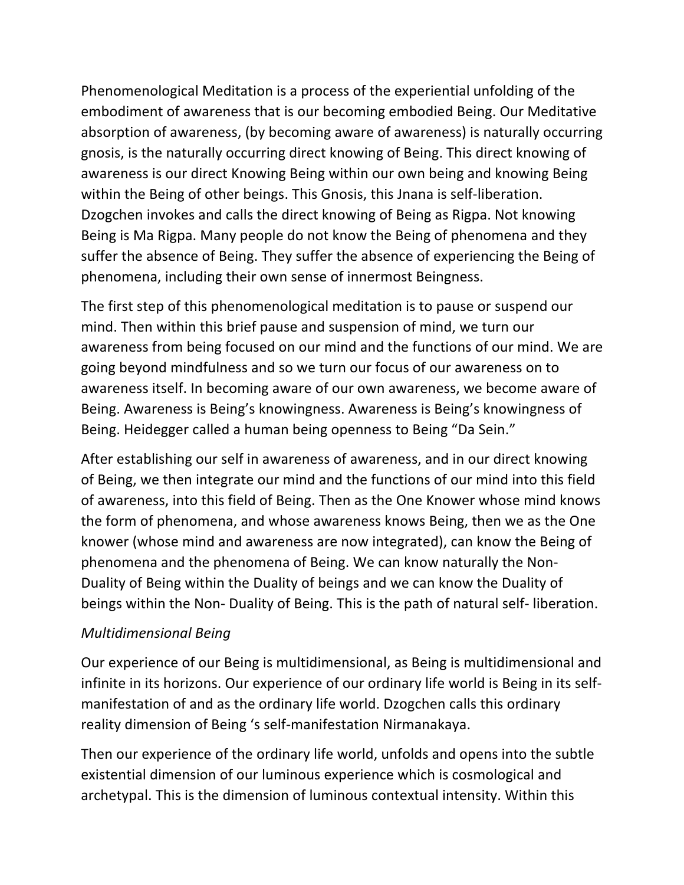Phenomenological Meditation is a process of the experiential unfolding of the embodiment of awareness that is our becoming embodied Being. Our Meditative absorption of awareness, (by becoming aware of awareness) is naturally occurring gnosis, is the naturally occurring direct knowing of Being. This direct knowing of awareness is our direct Knowing Being within our own being and knowing Being within the Being of other beings. This Gnosis, this Jnana is self-liberation. Dzogchen invokes and calls the direct knowing of Being as Rigpa. Not knowing Being is Ma Rigpa. Many people do not know the Being of phenomena and they suffer the absence of Being. They suffer the absence of experiencing the Being of phenomena, including their own sense of innermost Beingness.

The first step of this phenomenological meditation is to pause or suspend our mind. Then within this brief pause and suspension of mind, we turn our awareness from being focused on our mind and the functions of our mind. We are going beyond mindfulness and so we turn our focus of our awareness on to awareness itself. In becoming aware of our own awareness, we become aware of Being. Awareness is Being's knowingness. Awareness is Being's knowingness of Being. Heidegger called a human being openness to Being "Da Sein."

After establishing our self in awareness of awareness, and in our direct knowing of Being, we then integrate our mind and the functions of our mind into this field of awareness, into this field of Being. Then as the One Knower whose mind knows the form of phenomena, and whose awareness knows Being, then we as the One knower (whose mind and awareness are now integrated), can know the Being of phenomena and the phenomena of Being. We can know naturally the Non-Duality of Being within the Duality of beings and we can know the Duality of beings within the Non- Duality of Being. This is the path of natural self- liberation.

*Multidimensional Being*

Our experience of our Being is multidimensional, as Being is multidimensional and infinite in its horizons. Our experience of our ordinary life world is Being in its self-manifestation of and as the ordinary life world. Dzogchen calls this ordinary reality dimension of Being 's self-manifestation Nirmanakaya.

Then our experience of the ordinary life world, unfolds and opens into the subtle existential dimension of our luminous experience which is cosmological and archetypal. This is the dimension of luminous contextual intensity. Within this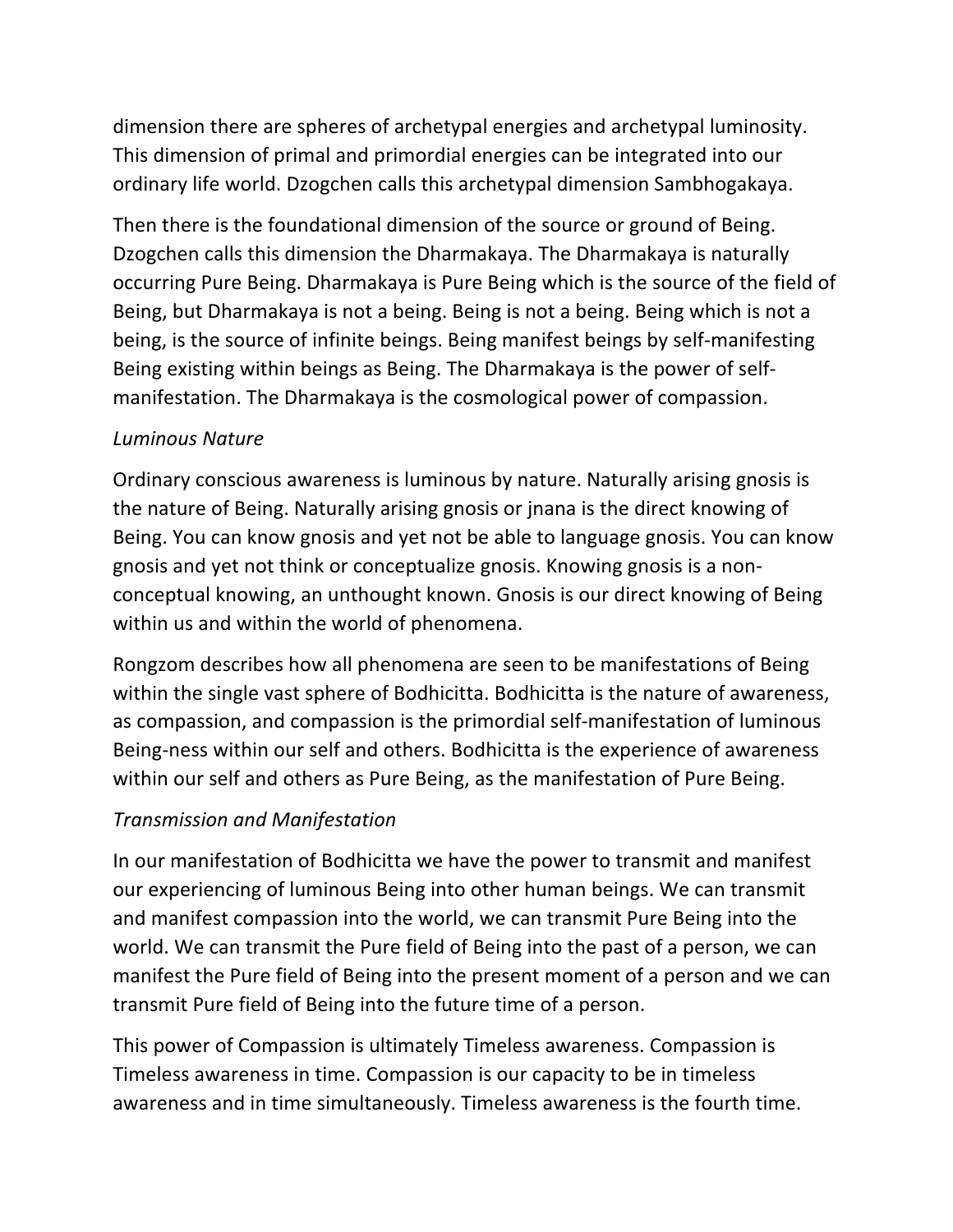dimension there are spheres of archetypal energies and archetypal luminosity. This dimension of primal and primordial energies can be integrated into our ordinary life world. Dzogchen calls this archetypal dimension Sambhogakaya.

Then there is the foundational dimension of the source or ground of Being. Dzogchen calls this dimension the Dharmakaya. The Dharmakaya is naturally occurring Pure Being. Dharmakaya is Pure Being which is the source of the field of Being, but Dharmakaya is not a being. Being is not a being. Being which is not a being, is the source of infinite beings. Being manifest beings by self-manifesting Being existing within beings as Being. The Dharmakaya is the power of self-manifestation. The Dharmakaya is the cosmological power of compassion.

*Luminous Nature*

Ordinary conscious awareness is luminous by nature. Naturally arising gnosis is the nature of Being. Naturally arising gnosis or jnana is the direct knowing of Being. You can know gnosis and yet not be able to language gnosis. You can know gnosis and yet not think or conceptualize gnosis. Knowing gnosis is a non-conceptual knowing, an unthought known. Gnosis is our direct knowing of Being within us and within the world of phenomena.

Rongzom describes how all phenomena are seen to be manifestations of Being within the single vast sphere of Bodhicitta. Bodhicitta is the nature of awareness, as compassion, and compassion is the primordial self-manifestation of luminous Being-ness within our self and others. Bodhicitta is the experience of awareness within our self and others as Pure Being, as the manifestation of Pure Being.

*Transmission and Manifestation*

In our manifestation of Bodhicitta we have the power to transmit and manifest our experiencing of luminous Being into other human beings. We can transmit and manifest compassion into the world, we can transmit Pure Being into the world. We can transmit the Pure field of Being into the past of a person, we can manifest the Pure field of Being into the present moment of a person and we can transmit Pure field of Being into the future time of a person.

This power of Compassion is ultimately Timeless awareness. Compassion is Timeless awareness in time. Compassion is our capacity to be in timeless awareness and in time simultaneously. Timeless awareness is the fourth time.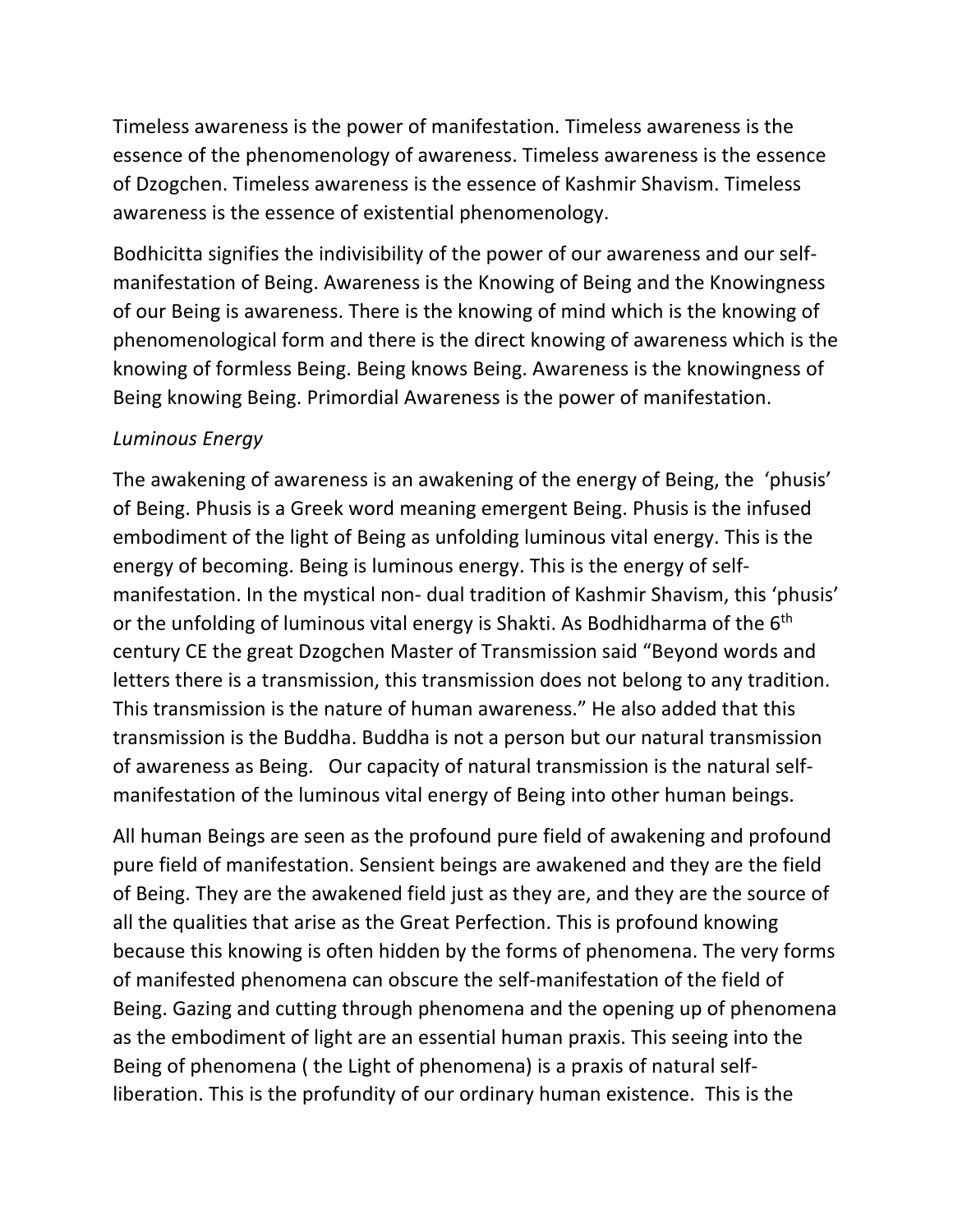Timeless awareness is the power of manifestation. Timeless awareness is the essence of the phenomenology of awareness. Timeless awareness is the essence of Dzogchen. Timeless awareness is the essence of Kashmir Shavism. Timeless awareness is the essence of existential phenomenology.

Bodhicitta signifies the indivisibility of the power of our awareness and our self-manifestation of Being. Awareness is the Knowing of Being and the Knowingness of our Being is awareness. There is the knowing of mind which is the knowing of phenomenological form and there is the direct knowing of awareness which is the knowing of formless Being. Being knows Being. Awareness is the knowingness of Being knowing Being. Primordial Awareness is the power of manifestation.

*Luminous Energy*

The awakening of awareness is an awakening of the energy of Being, the 'phusis' of Being. Phusis is a Greek word meaning emergent Being. Phusis is the infused embodiment of the light of Being as unfolding luminous vital energy. This is the energy of becoming. Being is luminous energy. This is the energy of self-manifestation. In the mystical non- dual tradition of Kashmir Shavism, this 'phusis' or the unfolding of luminous vital energy is Shakti. As Bodhidharma of the 6th century CE the great Dzogchen Master of Transmission said "Beyond words and letters there is a transmission, this transmission does not belong to any tradition. This transmission is the nature of human awareness." He also added that this transmission is the Buddha. Buddha is not a person but our natural transmission of awareness as Being. Our capacity of natural transmission is the natural self-manifestation of the luminous vital energy of Being into other human beings.

All human Beings are seen as the profound pure field of awakening and profound pure field of manifestation. Sensient beings are awakened and they are the field of Being. They are the awakened field just as they are, and they are the source of all the qualities that arise as the Great Perfection. This is profound knowing because this knowing is often hidden by the forms of phenomena. The very forms of manifested phenomena can obscure the self-manifestation of the field of Being. Gazing and cutting through phenomena and the opening up of phenomena as the embodiment of light are an essential human praxis. This seeing into the Being of phenomena ( the Light of phenomena) is a praxis of natural self-liberation. This is the profundity of our ordinary human existence. This is the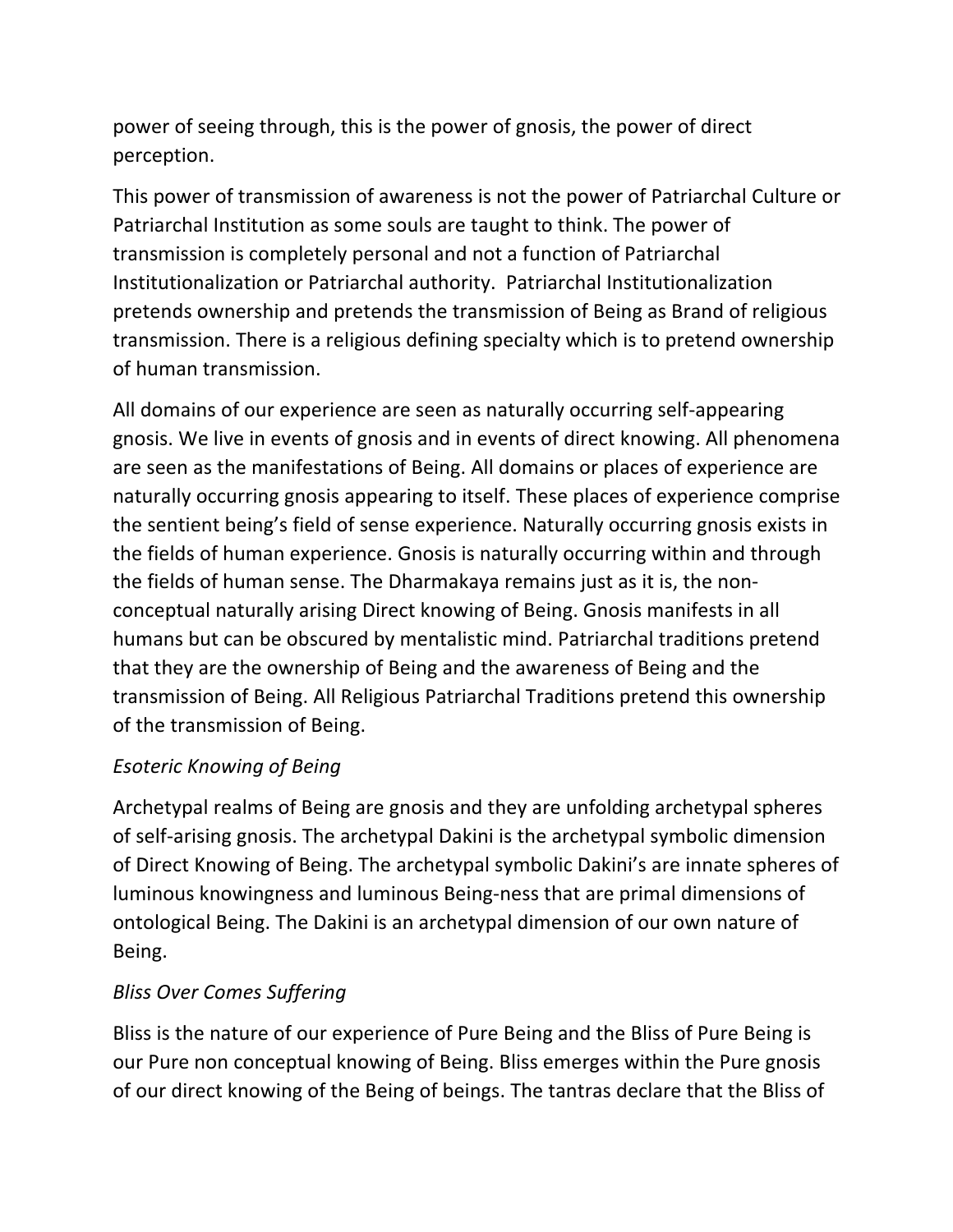power of seeing through, this is the power of gnosis, the power of direct perception.

This power of transmission of awareness is not the power of Patriarchal Culture or Patriarchal Institution as some souls are taught to think. The power of transmission is completely personal and not a function of Patriarchal Institutionalization or Patriarchal authority. Patriarchal Institutionalization pretends ownership and pretends the transmission of Being as Brand of religious transmission. There is a religious defining specialty which is to pretend ownership of human transmission.

All domains of our experience are seen as naturally occurring self-appearing gnosis. We live in events of gnosis and in events of direct knowing. All phenomena are seen as the manifestations of Being. All domains or places of experience are naturally occurring gnosis appearing to itself. These places of experience comprise the sentient being's field of sense experience. Naturally occurring gnosis exists in the fields of human experience. Gnosis is naturally occurring within and through the fields of human sense. The Dharmakaya remains just as it is, the non-conceptual naturally arising Direct knowing of Being. Gnosis manifests in all humans but can be obscured by mentalistic mind. Patriarchal traditions pretend that they are the ownership of Being and the awareness of Being and the transmission of Being. All Religious Patriarchal Traditions pretend this ownership of the transmission of Being.

*Esoteric Knowing of Being*

Archetypal realms of Being are gnosis and they are unfolding archetypal spheres of self-arising gnosis. The archetypal Dakini is the archetypal symbolic dimension of Direct Knowing of Being. The archetypal symbolic Dakini's are innate spheres of luminous knowingness and luminous Being-ness that are primal dimensions of ontological Being. The Dakini is an archetypal dimension of our own nature of Being.

*Bliss Over Comes Suffering*

Bliss is the nature of our experience of Pure Being and the Bliss of Pure Being is our Pure non conceptual knowing of Being. Bliss emerges within the Pure gnosis of our direct knowing of the Being of beings. The tantras declare that the Bliss of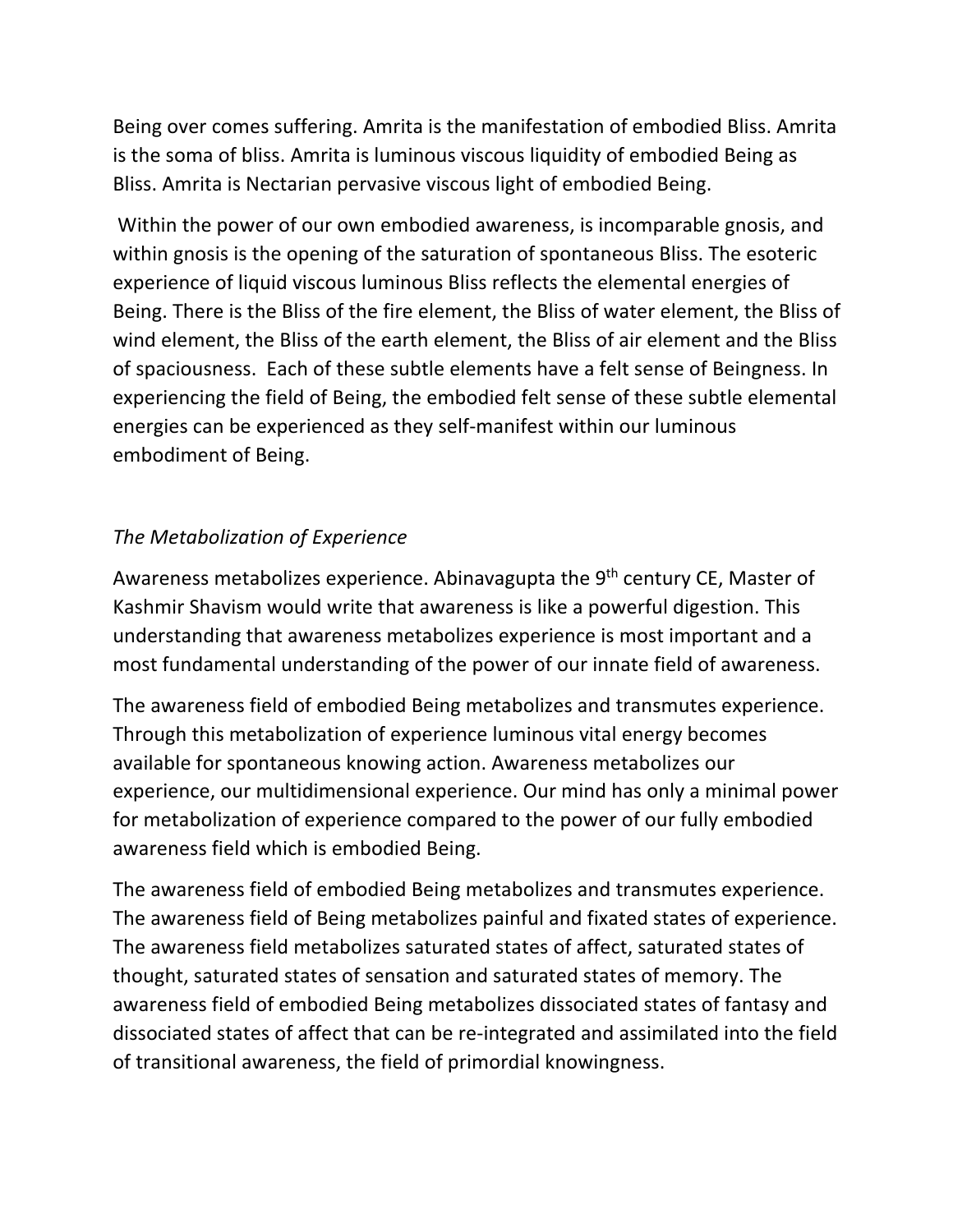Being over comes suffering. Amrita is the manifestation of embodied Bliss. Amrita is the soma of bliss. Amrita is luminous viscous liquidity of embodied Being as Bliss. Amrita is Nectarian pervasive viscous light of embodied Being.

Within the power of our own embodied awareness, is incomparable gnosis, and within gnosis is the opening of the saturation of spontaneous Bliss. The esoteric experience of liquid viscous luminous Bliss reflects the elemental energies of Being. There is the Bliss of the fire element, the Bliss of water element, the Bliss of wind element, the Bliss of the earth element, the Bliss of air element and the Bliss of spaciousness. Each of these subtle elements have a felt sense of Beingness. In experiencing the field of Being, the embodied felt sense of these subtle elemental energies can be experienced as they self-manifest within our luminous embodiment of Being.

*The Metabolization of Experience*

Awareness metabolizes experience. Abinavagupta the 9th century CE, Master of Kashmir Shavism would write that awareness is like a powerful digestion. This understanding that awareness metabolizes experience is most important and a most fundamental understanding of the power of our innate field of awareness.

The awareness field of embodied Being metabolizes and transmutes experience. Through this metabolization of experience luminous vital energy becomes available for spontaneous knowing action. Awareness metabolizes our experience, our multidimensional experience. Our mind has only a minimal power for metabolization of experience compared to the power of our fully embodied awareness field which is embodied Being.

The awareness field of embodied Being metabolizes and transmutes experience. The awareness field of Being metabolizes painful and fixated states of experience. The awareness field metabolizes saturated states of affect, saturated states of thought, saturated states of sensation and saturated states of memory. The awareness field of embodied Being metabolizes dissociated states of fantasy and dissociated states of affect that can be re-integrated and assimilated into the field of transitional awareness, the field of primordial knowingness.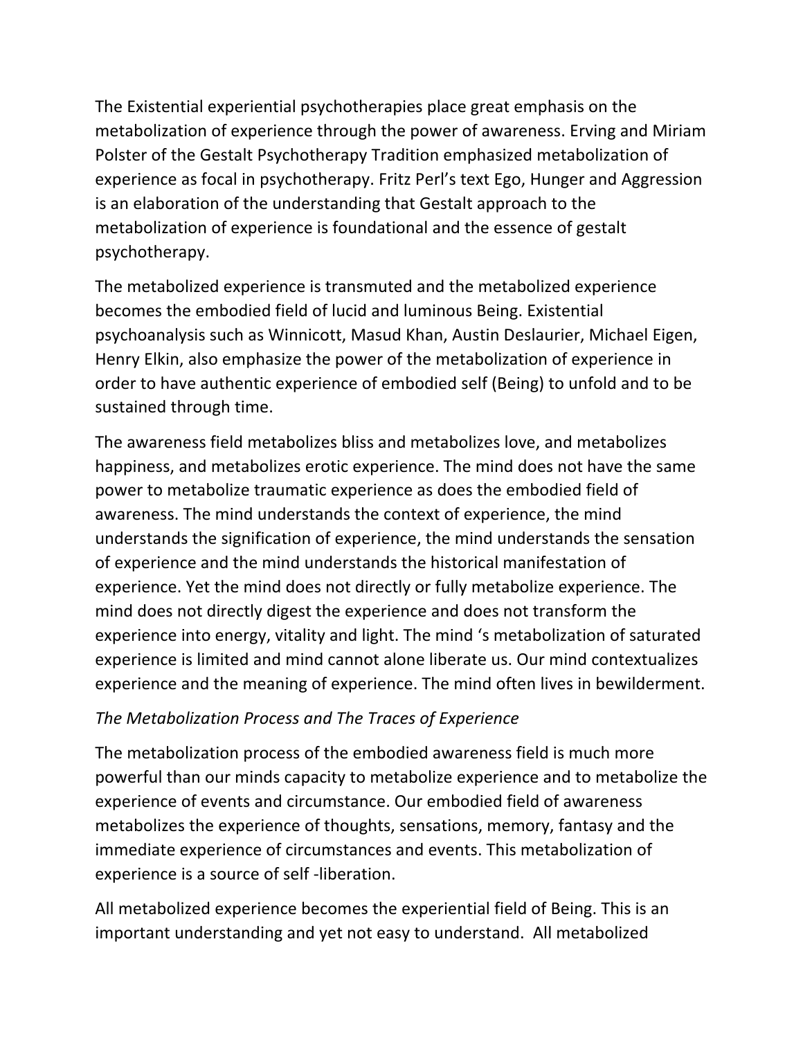The Existential experiential psychotherapies place great emphasis on the metabolization of experience through the power of awareness. Erving and Miriam Polster of the Gestalt Psychotherapy Tradition emphasized metabolization of experience as focal in psychotherapy. Fritz Perl's text Ego, Hunger and Aggression is an elaboration of the understanding that Gestalt approach to the metabolization of experience is foundational and the essence of gestalt psychotherapy.

The metabolized experience is transmuted and the metabolized experience becomes the embodied field of lucid and luminous Being. Existential psychoanalysis such as Winnicott, Masud Khan, Austin Deslaurier, Michael Eigen, Henry Elkin, also emphasize the power of the metabolization of experience in order to have authentic experience of embodied self (Being) to unfold and to be sustained through time.

The awareness field metabolizes bliss and metabolizes love, and metabolizes happiness, and metabolizes erotic experience. The mind does not have the same power to metabolize traumatic experience as does the embodied field of awareness. The mind understands the context of experience, the mind understands the signification of experience, the mind understands the sensation of experience and the mind understands the historical manifestation of experience. Yet the mind does not directly or fully metabolize experience. The mind does not directly digest the experience and does not transform the experience into energy, vitality and light. The mind 's metabolization of saturated experience is limited and mind cannot alone liberate us. Our mind contextualizes experience and the meaning of experience. The mind often lives in bewilderment.

*The Metabolization Process and The Traces of Experience*

The metabolization process of the embodied awareness field is much more powerful than our minds capacity to metabolize experience and to metabolize the experience of events and circumstance. Our embodied field of awareness metabolizes the experience of thoughts, sensations, memory, fantasy and the immediate experience of circumstances and events. This metabolization of experience is a source of self -liberation.

All metabolized experience becomes the experiential field of Being. This is an important understanding and yet not easy to understand. All metabolized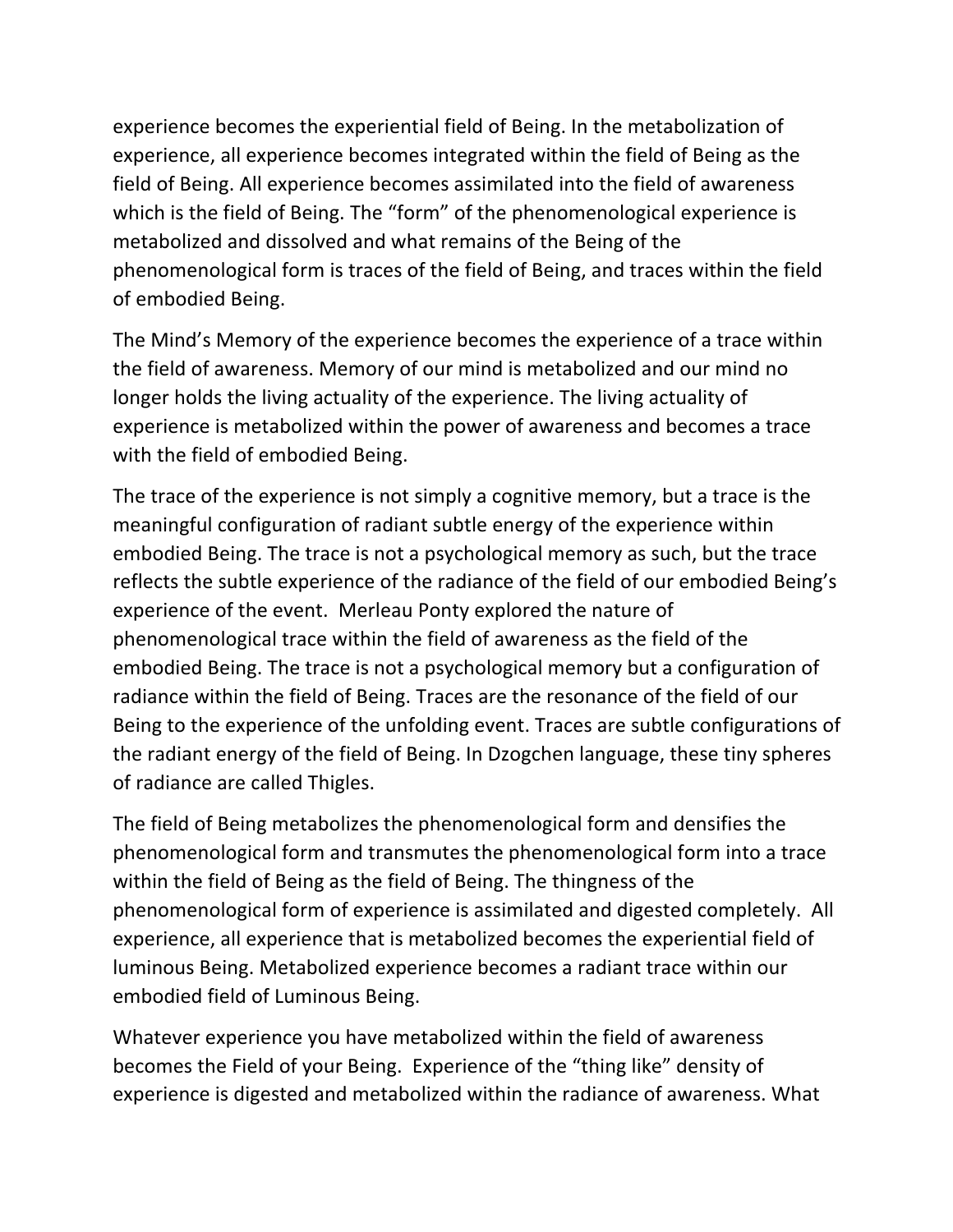experience becomes the experiential field of Being. In the metabolization of experience, all experience becomes integrated within the field of Being as the field of Being. All experience becomes assimilated into the field of awareness which is the field of Being. The "form" of the phenomenological experience is metabolized and dissolved and what remains of the Being of the phenomenological form is traces of the field of Being, and traces within the field of embodied Being.

The Mind's Memory of the experience becomes the experience of a trace within the field of awareness. Memory of our mind is metabolized and our mind no longer holds the living actuality of the experience. The living actuality of experience is metabolized within the power of awareness and becomes a trace with the field of embodied Being.

The trace of the experience is not simply a cognitive memory, but a trace is the meaningful configuration of radiant subtle energy of the experience within embodied Being. The trace is not a psychological memory as such, but the trace reflects the subtle experience of the radiance of the field of our embodied Being's experience of the event. Merleau Ponty explored the nature of phenomenological trace within the field of awareness as the field of the embodied Being. The trace is not a psychological memory but a configuration of radiance within the field of Being. Traces are the resonance of the field of our Being to the experience of the unfolding event. Traces are subtle configurations of the radiant energy of the field of Being. In Dzogchen language, these tiny spheres of radiance are called Thigles.

The field of Being metabolizes the phenomenological form and densifies the phenomenological form and transmutes the phenomenological form into a trace within the field of Being as the field of Being. The thingness of the phenomenological form of experience is assimilated and digested completely. All experience, all experience that is metabolized becomes the experiential field of luminous Being. Metabolized experience becomes a radiant trace within our embodied field of Luminous Being.

Whatever experience you have metabolized within the field of awareness becomes the Field of your Being. Experience of the "thing like" density of experience is digested and metabolized within the radiance of awareness. What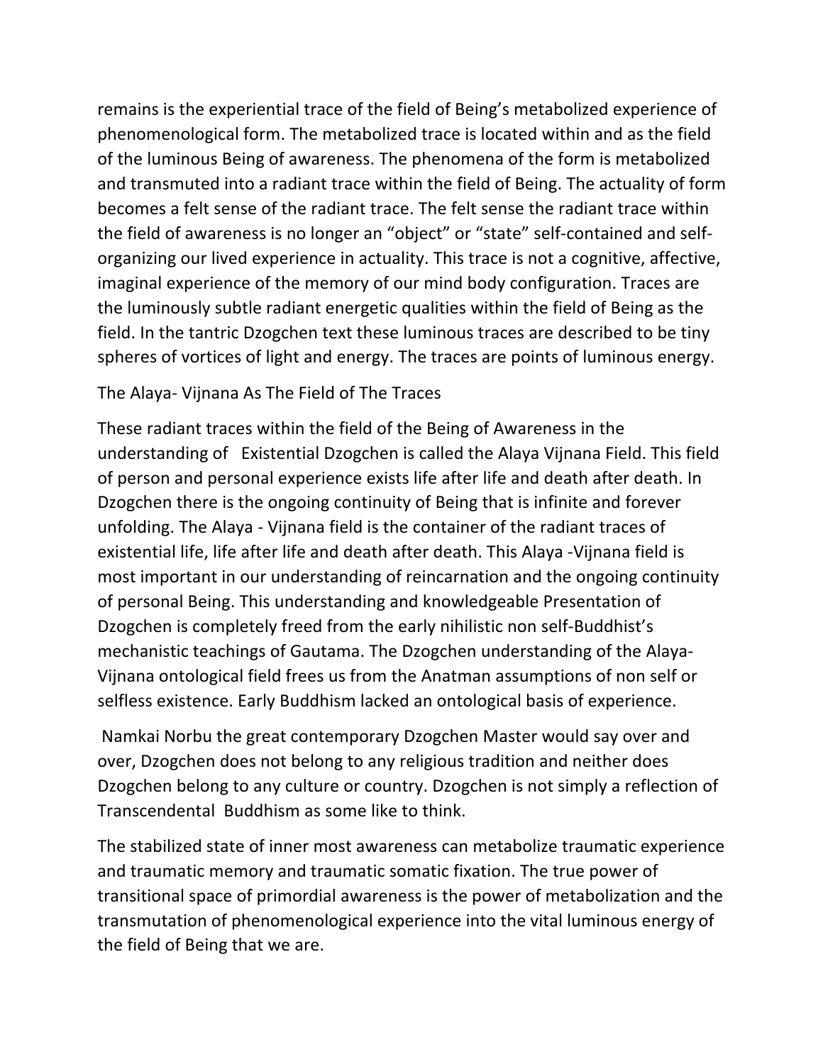remains is the experiential trace of the field of Being's metabolized experience of phenomenological form. The metabolized trace is located within and as the field of the luminous Being of awareness. The phenomena of the form is metabolized and transmuted into a radiant trace within the field of Being. The actuality of form becomes a felt sense of the radiant trace. The felt sense the radiant trace within the field of awareness is no longer an "object" or "state" self-contained and self-organizing our lived experience in actuality. This trace is not a cognitive, affective, imaginal experience of the memory of our mind body configuration. Traces are the luminously subtle radiant energetic qualities within the field of Being as the field. In the tantric Dzogchen text these luminous traces are described to be tiny spheres of vortices of light and energy. The traces are points of luminous energy.

## The Alaya- Vijnana As The Field of The Traces

These radiant traces within the field of the Being of Awareness in the understanding of Existential Dzogchen is called the Alaya Vijnana Field. This field of person and personal experience exists life after life and death after death. In Dzogchen there is the ongoing continuity of Being that is infinite and forever unfolding. The Alaya - Vijnana field is the container of the radiant traces of existential life, life after life and death after death. This Alaya -Vijnana field is most important in our understanding of reincarnation and the ongoing continuity of personal Being. This understanding and knowledgeable Presentation of Dzogchen is completely freed from the early nihilistic non self-Buddhist's mechanistic teachings of Gautama. The Dzogchen understanding of the Alaya-Vijnana ontological field frees us from the Anatman assumptions of non self or selfless existence. Early Buddhism lacked an ontological basis of experience.

Namkai Norbu the great contemporary Dzogchen Master would say over and over, Dzogchen does not belong to any religious tradition and neither does Dzogchen belong to any culture or country. Dzogchen is not simply a reflection of Transcendental Buddhism as some like to think.

The stabilized state of inner most awareness can metabolize traumatic experience and traumatic memory and traumatic somatic fixation. The true power of transitional space of primordial awareness is the power of metabolization and the transmutation of phenomenological experience into the vital luminous energy of the field of Being that we are.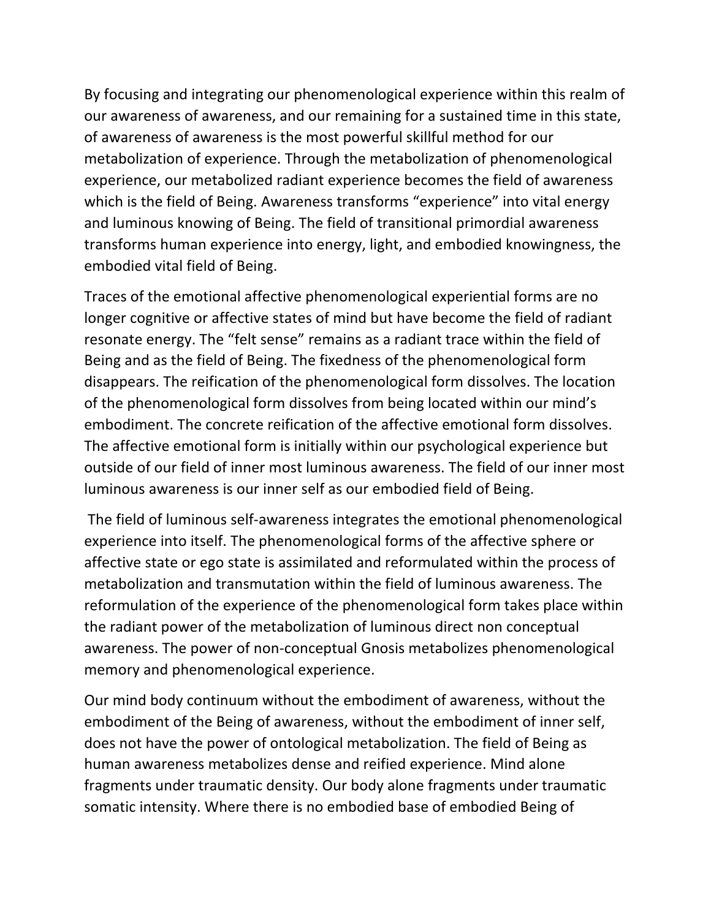By focusing and integrating our phenomenological experience within this realm of our awareness of awareness, and our remaining for a sustained time in this state, of awareness of awareness is the most powerful skillful method for our metabolization of experience. Through the metabolization of phenomenological experience, our metabolized radiant experience becomes the field of awareness which is the field of Being. Awareness transforms "experience" into vital energy and luminous knowing of Being. The field of transitional primordial awareness transforms human experience into energy, light, and embodied knowingness, the embodied vital field of Being.

Traces of the emotional affective phenomenological experiential forms are no longer cognitive or affective states of mind but have become the field of radiant resonate energy. The "felt sense" remains as a radiant trace within the field of Being and as the field of Being. The fixedness of the phenomenological form disappears. The reification of the phenomenological form dissolves. The location of the phenomenological form dissolves from being located within our mind's embodiment. The concrete reification of the affective emotional form dissolves. The affective emotional form is initially within our psychological experience but outside of our field of inner most luminous awareness. The field of our inner most luminous awareness is our inner self as our embodied field of Being.

The field of luminous self-awareness integrates the emotional phenomenological experience into itself. The phenomenological forms of the affective sphere or affective state or ego state is assimilated and reformulated within the process of metabolization and transmutation within the field of luminous awareness. The reformulation of the experience of the phenomenological form takes place within the radiant power of the metabolization of luminous direct non conceptual awareness. The power of non-conceptual Gnosis metabolizes phenomenological memory and phenomenological experience.

Our mind body continuum without the embodiment of awareness, without the embodiment of the Being of awareness, without the embodiment of inner self, does not have the power of ontological metabolization. The field of Being as human awareness metabolizes dense and reified experience. Mind alone fragments under traumatic density. Our body alone fragments under traumatic somatic intensity. Where there is no embodied base of embodied Being of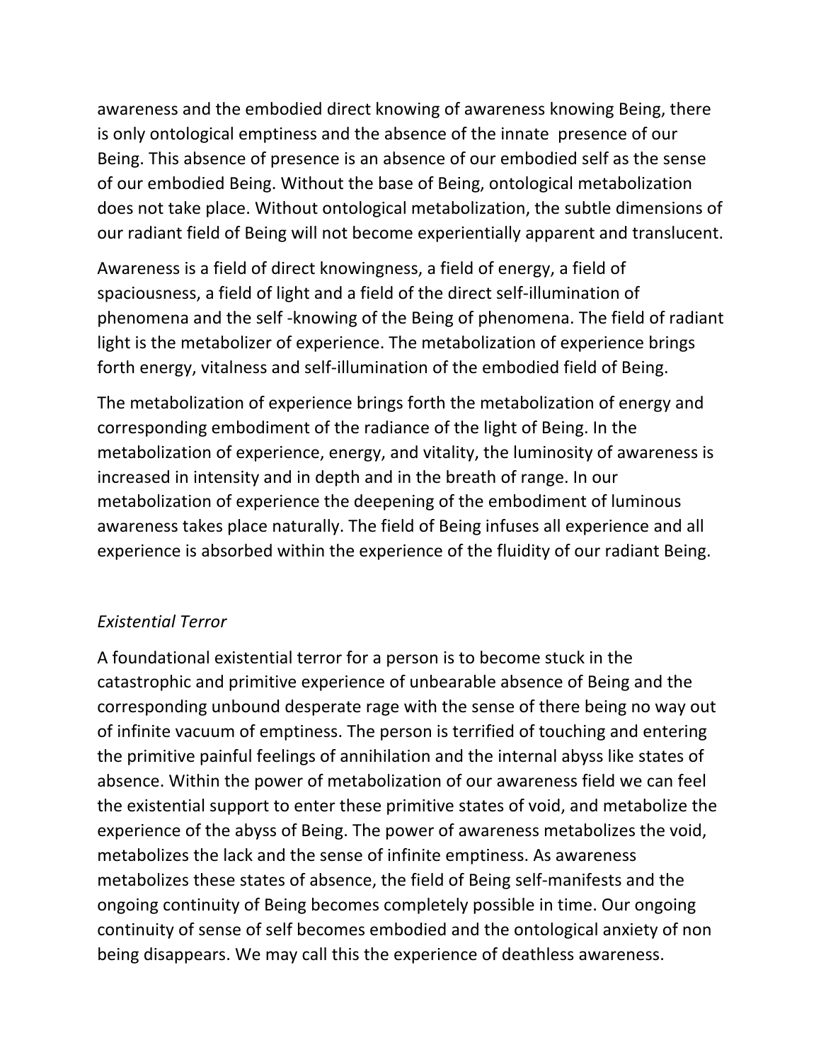awareness and the embodied direct knowing of awareness knowing Being, there is only ontological emptiness and the absence of the innate presence of our Being. This absence of presence is an absence of our embodied self as the sense of our embodied Being. Without the base of Being, ontological metabolization does not take place. Without ontological metabolization, the subtle dimensions of our radiant field of Being will not become experientially apparent and translucent.

Awareness is a field of direct knowingness, a field of energy, a field of spaciousness, a field of light and a field of the direct self-illumination of phenomena and the self -knowing of the Being of phenomena. The field of radiant light is the metabolizer of experience. The metabolization of experience brings forth energy, vitalness and self-illumination of the embodied field of Being.

The metabolization of experience brings forth the metabolization of energy and corresponding embodiment of the radiance of the light of Being. In the metabolization of experience, energy, and vitality, the luminosity of awareness is increased in intensity and in depth and in the breath of range. In our metabolization of experience the deepening of the embodiment of luminous awareness takes place naturally. The field of Being infuses all experience and all experience is absorbed within the experience of the fluidity of our radiant Being.

*Existential Terror*

A foundational existential terror for a person is to become stuck in the catastrophic and primitive experience of unbearable absence of Being and the corresponding unbound desperate rage with the sense of there being no way out of infinite vacuum of emptiness. The person is terrified of touching and entering the primitive painful feelings of annihilation and the internal abyss like states of absence. Within the power of metabolization of our awareness field we can feel the existential support to enter these primitive states of void, and metabolize the experience of the abyss of Being. The power of awareness metabolizes the void, metabolizes the lack and the sense of infinite emptiness. As awareness metabolizes these states of absence, the field of Being self-manifests and the ongoing continuity of Being becomes completely possible in time. Our ongoing continuity of sense of self becomes embodied and the ontological anxiety of non being disappears. We may call this the experience of deathless awareness.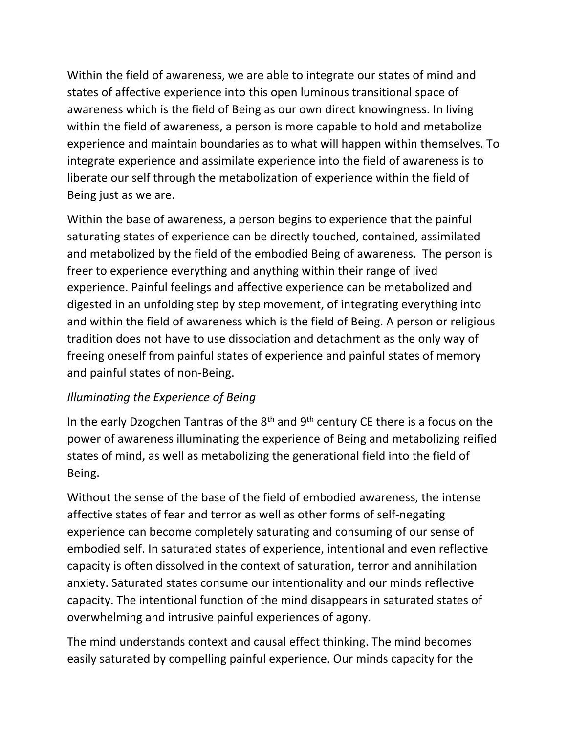Within the field of awareness, we are able to integrate our states of mind and states of affective experience into this open luminous transitional space of awareness which is the field of Being as our own direct knowingness. In living within the field of awareness, a person is more capable to hold and metabolize experience and maintain boundaries as to what will happen within themselves. To integrate experience and assimilate experience into the field of awareness is to liberate our self through the metabolization of experience within the field of Being just as we are.

Within the base of awareness, a person begins to experience that the painful saturating states of experience can be directly touched, contained, assimilated and metabolized by the field of the embodied Being of awareness. The person is freer to experience everything and anything within their range of lived experience. Painful feelings and affective experience can be metabolized and digested in an unfolding step by step movement, of integrating everything into and within the field of awareness which is the field of Being. A person or religious tradition does not have to use dissociation and detachment as the only way of freeing oneself from painful states of experience and painful states of memory and painful states of non-Being.

*Illuminating the Experience of Being*

In the early Dzogchen Tantras of the 8th and 9th century CE there is a focus on the power of awareness illuminating the experience of Being and metabolizing reified states of mind, as well as metabolizing the generational field into the field of Being.

Without the sense of the base of the field of embodied awareness, the intense affective states of fear and terror as well as other forms of self-negating experience can become completely saturating and consuming of our sense of embodied self. In saturated states of experience, intentional and even reflective capacity is often dissolved in the context of saturation, terror and annihilation anxiety. Saturated states consume our intentionality and our minds reflective capacity. The intentional function of the mind disappears in saturated states of overwhelming and intrusive painful experiences of agony.

The mind understands context and causal effect thinking. The mind becomes easily saturated by compelling painful experience. Our minds capacity for the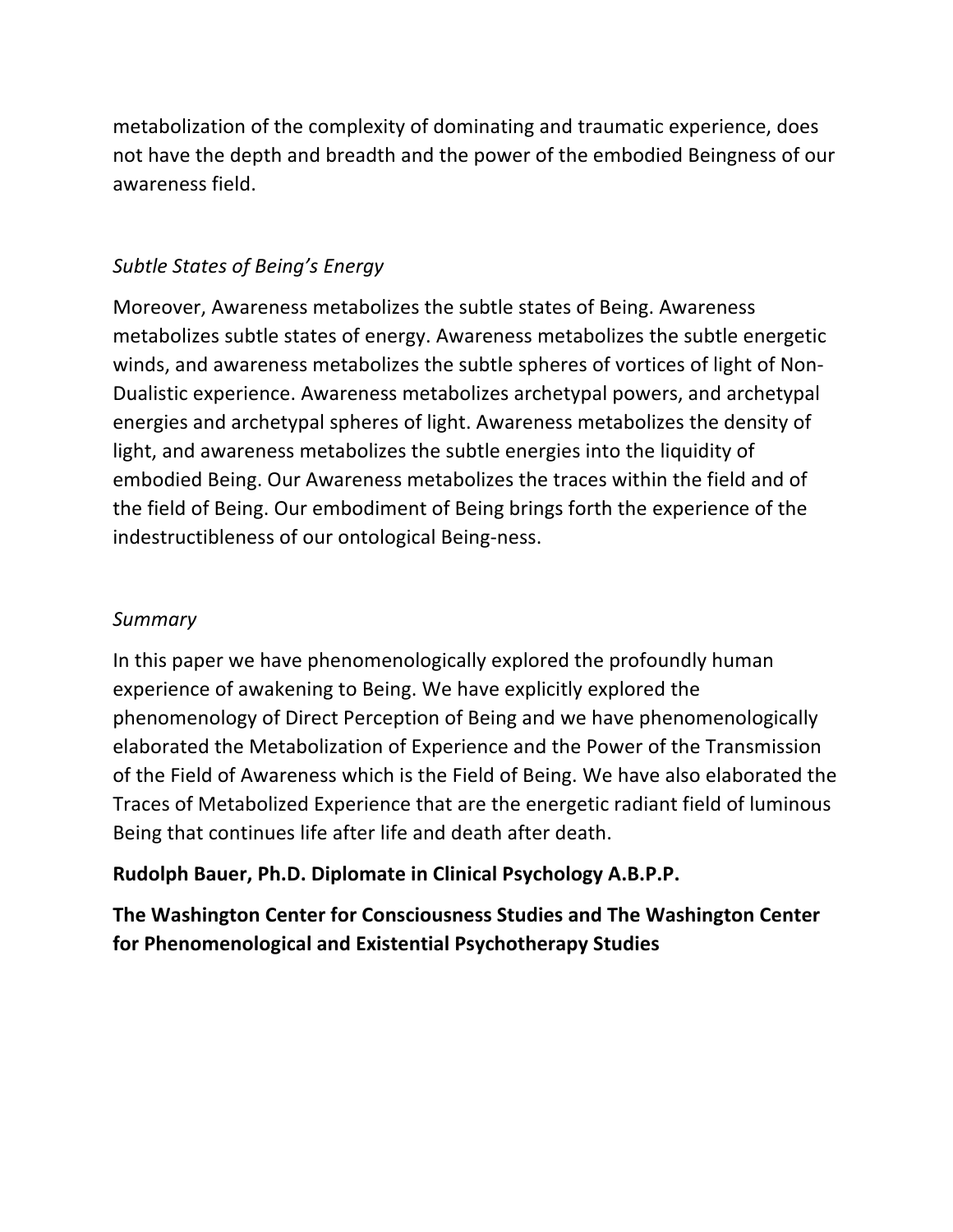metabolization of the complexity of dominating and traumatic experience, does not have the depth and breadth and the power of the embodied Beingness of our awareness field.

*Subtle States of Being's Energy*

Moreover, Awareness metabolizes the subtle states of Being. Awareness metabolizes subtle states of energy. Awareness metabolizes the subtle energetic winds, and awareness metabolizes the subtle spheres of vortices of light of Non-Dualistic experience. Awareness metabolizes archetypal powers, and archetypal energies and archetypal spheres of light. Awareness metabolizes the density of light, and awareness metabolizes the subtle energies into the liquidity of embodied Being. Our Awareness metabolizes the traces within the field and of the field of Being. Our embodiment of Being brings forth the experience of the indestructibleness of our ontological Being-ness.

*Summary*

In this paper we have phenomenologically explored the profoundly human experience of awakening to Being. We have explicitly explored the phenomenology of Direct Perception of Being and we have phenomenologically elaborated the Metabolization of Experience and the Power of the Transmission of the Field of Awareness which is the Field of Being. We have also elaborated the Traces of Metabolized Experience that are the energetic radiant field of luminous Being that continues life after life and death after death.

**Rudolph Bauer, Ph.D. Diplomate in Clinical Psychology A.B.P.P.**

**The Washington Center for Consciousness Studies and The Washington Center for Phenomenological and Existential Psychotherapy Studies**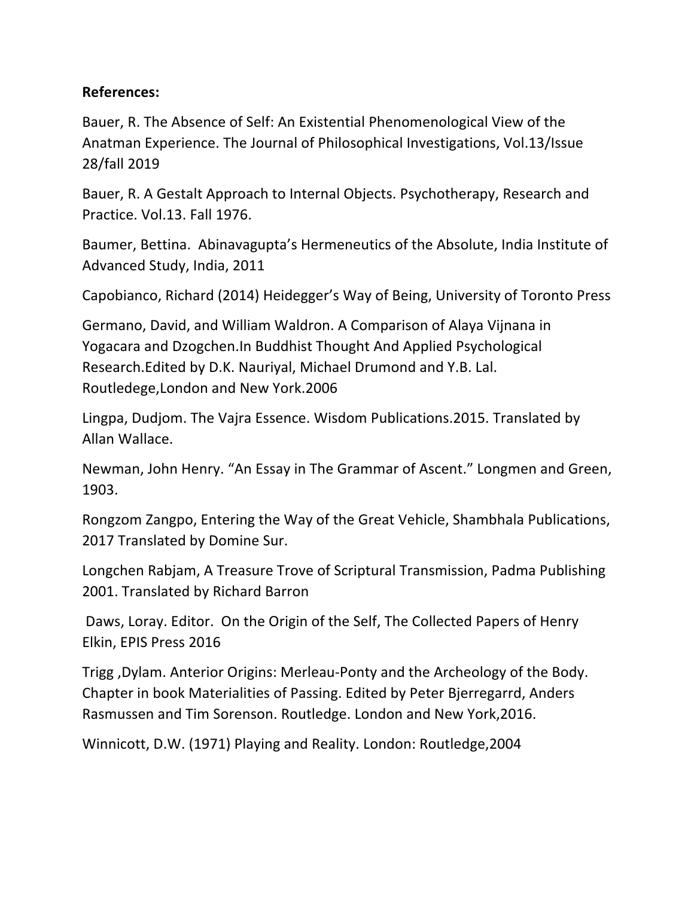**References:**

Bauer, R. The Absence of Self: An Existential Phenomenological View of the Anatman Experience. The Journal of Philosophical Investigations, Vol.13/Issue 28/fall 2019

Bauer, R. A Gestalt Approach to Internal Objects. Psychotherapy, Research and Practice. Vol.13. Fall 1976.

Baumer, Bettina. Abinavagupta's Hermeneutics of the Absolute, India Institute of Advanced Study, India, 2011

Capobianco, Richard (2014) Heidegger's Way of Being, University of Toronto Press

Germano, David, and William Waldron. A Comparison of Alaya Vijnana in Yogacara and Dzogchen.In Buddhist Thought And Applied Psychological Research.Edited by D.K. Nauriyal, Michael Drumond and Y.B. Lal. Routledege,London and New York.2006

Lingpa, Dudjom. The Vajra Essence. Wisdom Publications.2015. Translated by Allan Wallace.

Newman, John Henry. "An Essay in The Grammar of Ascent." Longmen and Green, 1903.

Rongzom Zangpo, Entering the Way of the Great Vehicle, Shambhala Publications, 2017 Translated by Domine Sur.

Longchen Rabjam, A Treasure Trove of Scriptural Transmission, Padma Publishing 2001. Translated by Richard Barron

Daws, Loray. Editor. On the Origin of the Self, The Collected Papers of Henry Elkin, EPIS Press 2016

Trigg ,Dylam. Anterior Origins: Merleau-Ponty and the Archeology of the Body. Chapter in book Materialities of Passing. Edited by Peter Bjerregarrd, Anders Rasmussen and Tim Sorenson. Routledge. London and New York,2016.

Winnicott, D.W. (1971) Playing and Reality. London: Routledge,2004